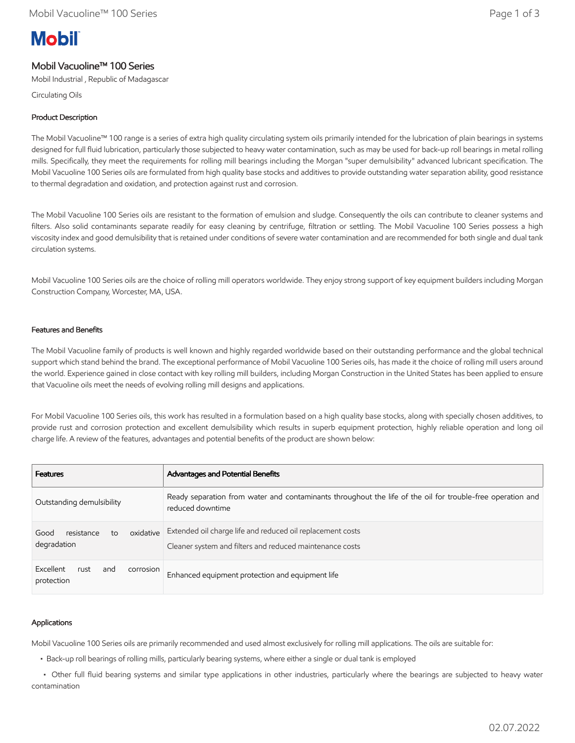# Mobil Vacuoline™ 100 Series

Mobil Industrial , Republic of Madagascar

Circulating Oils

## Product Description

The Mobil Vacuoline™ 100 range is a series of extra high quality circulating system oils primarily intended for the lubrication of plain bearings in systems designed for full fluid lubrication, particularly those subjected to heavy water contamination, such as may be used for back-up roll bearings in metal rolling mills. Specifically, they meet the requirements for rolling mill bearings including the Morgan "super demulsibility" advanced lubricant specification. The Mobil Vacuoline 100 Series oils are formulated from high quality base stocks and additives to provide outstanding water separation ability, good resistance to thermal degradation and oxidation, and protection against rust and corrosion.

The Mobil Vacuoline 100 Series oils are resistant to the formation of emulsion and sludge. Consequently the oils can contribute to cleaner systems and filters. Also solid contaminants separate readily for easy cleaning by centrifuge, filtration or settling. The Mobil Vacuoline 100 Series possess a high viscosity index and good demulsibility that is retained under conditions of severe water contamination and are recommended for both single and dual tank circulation systems.

Mobil Vacuoline 100 Series oils are the choice of rolling mill operators worldwide. They enjoy strong support of key equipment builders including Morgan Construction Company, Worcester, MA, USA.

## Features and Benefits

The Mobil Vacuoline family of products is well known and highly regarded worldwide based on their outstanding performance and the global technical support which stand behind the brand. The exceptional performance of Mobil Vacuoline 100 Series oils, has made it the choice of rolling mill users around the world. Experience gained in close contact with key rolling mill builders, including Morgan Construction in the United States has been applied to ensure that Vacuoline oils meet the needs of evolving rolling mill designs and applications.

For Mobil Vacuoline 100 Series oils, this work has resulted in a formulation based on a high quality base stocks, along with specially chosen additives, to provide rust and corrosion protection and excellent demulsibility which results in superb equipment protection, highly reliable operation and long oil charge life. A review of the features, advantages and potential benefits of the product are shown below:

| Features | Advantages and Potential Benefits |
| --- | --- |
| Outstanding demulsibility | Ready separation from water and contaminants throughout the life of the oil for trouble-free operation and reduced downtime |
| Good resistance to oxidative degradation | Extended oil charge life and reduced oil replacement costs<br>Cleaner system and filters and reduced maintenance costs |
| Excellent rust and corrosion protection | Enhanced equipment protection and equipment life |

## Applications

Mobil Vacuoline 100 Series oils are primarily recommended and used almost exclusively for rolling mill applications. The oils are suitable for:

- Back-up roll bearings of rolling mills, particularly bearing systems, where either a single or dual tank is employed
- Other full fluid bearing systems and similar type applications in other industries, particularly where the bearings are subjected to heavy water contamination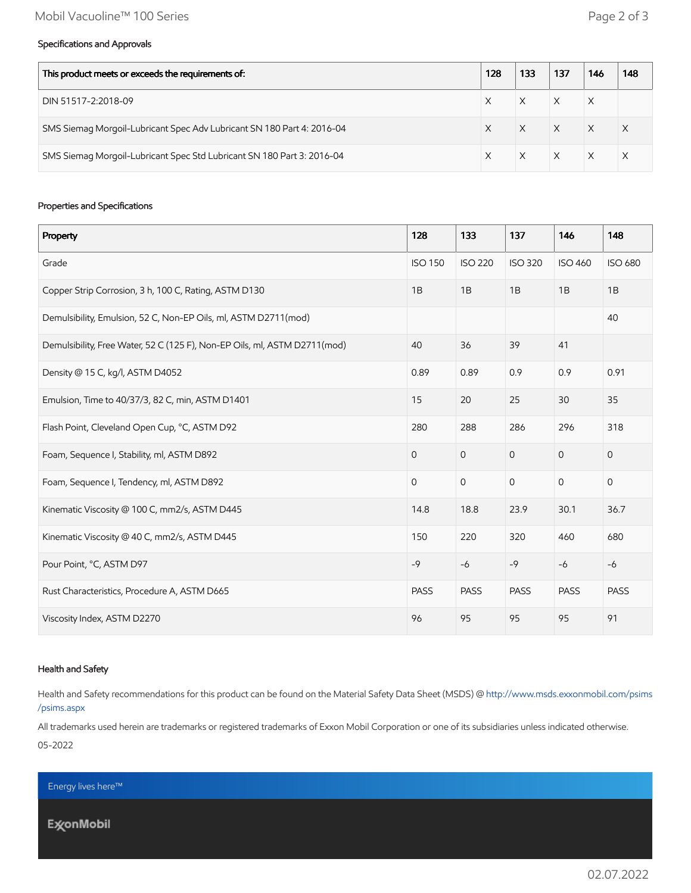### Specifications and Approvals

| This product meets or exceeds the requirements of: | 128 | 133 | 137 | 146 | 148 |
|---|---|---|---|---|---|
| DIN 51517-2:2018-09 | X | X | X | X | |
| SMS Siemag Morgoil-Lubricant Spec Adv Lubricant SN 180 Part 4: 2016-04 | X | X | X | X | X |
| SMS Siemag Morgoil-Lubricant Spec Std Lubricant SN 180 Part 3: 2016-04 | X | X | X | X | X |

### Properties and Specifications

| Property | 128 | 133 | 137 | 146 | 148 |
|---|---|---|---|---|---|
| Grade | ISO 150 | ISO 220 | ISO 320 | ISO 460 | ISO 680 |
| Copper Strip Corrosion, 3 h, 100 C, Rating, ASTM D130 | 1B | 1B | 1B | 1B | 1B |
| Demulsibility, Emulsion, 52 C, Non-EP Oils, ml, ASTM D2711(mod) | | | | | 40 |
| Demulsibility, Free Water, 52 C (125 F), Non-EP Oils, ml, ASTM D2711(mod) | 40 | 36 | 39 | 41 | |
| Density @ 15 C, kg/l, ASTM D4052 | 0.89 | 0.89 | 0.9 | 0.9 | 0.91 |
| Emulsion, Time to 40/37/3, 82 C, min, ASTM D1401 | 15 | 20 | 25 | 30 | 35 |
| Flash Point, Cleveland Open Cup, °C, ASTM D92 | 280 | 288 | 286 | 296 | 318 |
| Foam, Sequence I, Stability, ml, ASTM D892 | 0 | 0 | 0 | 0 | 0 |
| Foam, Sequence I, Tendency, ml, ASTM D892 | 0 | 0 | 0 | 0 | 0 |
| Kinematic Viscosity @ 100 C, mm2/s, ASTM D445 | 14.8 | 18.8 | 23.9 | 30.1 | 36.7 |
| Kinematic Viscosity @ 40 C, mm2/s, ASTM D445 | 150 | 220 | 320 | 460 | 680 |
| Pour Point, °C, ASTM D97 | -9 | -6 | -9 | -6 | -6 |
| Rust Characteristics, Procedure A, ASTM D665 | PASS | PASS | PASS | PASS | PASS |
| Viscosity Index, ASTM D2270 | 96 | 95 | 95 | 95 | 91 |

### Health and Safety

Health and Safety recommendations for this product can be found on the Material Safety Data Sheet (MSDS) @ http://www.msds.exxonmobil.com/psims/psims.aspx

All trademarks used herein are trademarks or registered trademarks of Exxon Mobil Corporation or one of its subsidiaries unless indicated otherwise.

05-2022

Energy lives here™

ExxonMobil

02.07.2022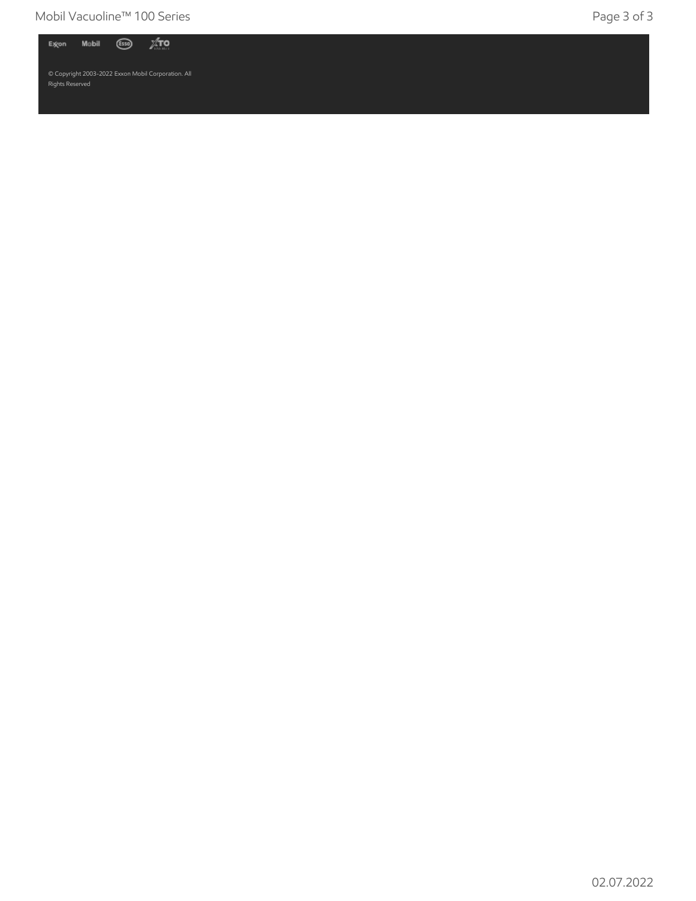Exxon Mobil Esso XTO

© Copyright 2003-2022 Exxon Mobil Corporation. All Rights Reserved